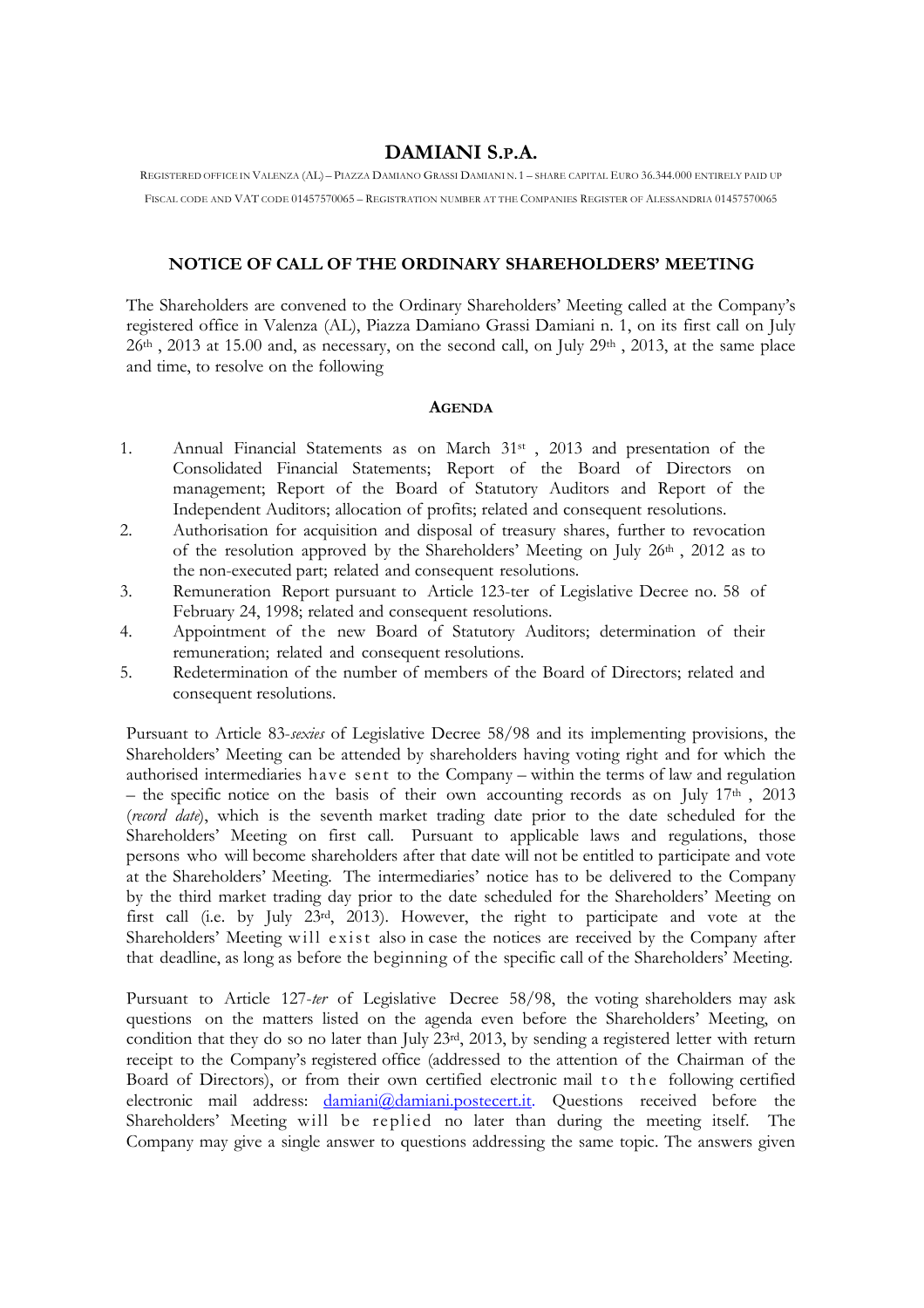# DAMIANI S.P.A.

REGISTERED OFFICE IN VALENZA (AL) – PIAZZA DAMIANO GRASSI DAMIANI N. 1 – SHARE CAPITAL EURO 36.344.000 ENTIRELY PAID UP

FISCAL CODE AND VAT CODE 01457570065 – REGISTRATION NUMBER AT THE COMPANIES REGISTER OF ALESSANDRIA 01457570065

## NOTICE OF CALL OF THE ORDINARY SHAREHOLDERS' MEETING

The Shareholders are convened to the Ordinary Shareholders' Meeting called at the Company's registered office in Valenza (AL), Piazza Damiano Grassi Damiani n. 1, on its first call on July 26th , 2013 at 15.00 and, as necessary, on the second call, on July 29th , 2013, at the same place and time, to resolve on the following

### AGENDA

1. Annual Financial Statements as on March 31st , 2013 and presentation of the Consolidated Financial Statements; Report of the Board of Directors on management; Report of the Board of Statutory Auditors and Report of the Independent Auditors; allocation of profits; related and consequent resolutions.
2. Authorisation for acquisition and disposal of treasury shares, further to revocation of the resolution approved by the Shareholders' Meeting on July 26th , 2012 as to the non-executed part; related and consequent resolutions.
3. Remuneration Report pursuant to Article 123-ter of Legislative Decree no. 58 of February 24, 1998; related and consequent resolutions.
4. Appointment of the new Board of Statutory Auditors; determination of their remuneration; related and consequent resolutions.
5. Redetermination of the number of members of the Board of Directors; related and consequent resolutions.

Pursuant to Article 83-*sexies* of Legislative Decree 58/98 and its implementing provisions, the Shareholders' Meeting can be attended by shareholders having voting right and for which the authorised intermediaries have sent to the Company – within the terms of law and regulation – the specific notice on the basis of their own accounting records as on July 17th , 2013 (*record date*), which is the seventh market trading date prior to the date scheduled for the Shareholders' Meeting on first call. Pursuant to applicable laws and regulations, those persons who will become shareholders after that date will not be entitled to participate and vote at the Shareholders' Meeting. The intermediaries' notice has to be delivered to the Company by the third market trading day prior to the date scheduled for the Shareholders' Meeting on first call (i.e. by July 23rd, 2013). However, the right to participate and vote at the Shareholders' Meeting will exist also in case the notices are received by the Company after that deadline, as long as before the beginning of the specific call of the Shareholders' Meeting.

Pursuant to Article 127-*ter* of Legislative Decree 58/98, the voting shareholders may ask questions on the matters listed on the agenda even before the Shareholders' Meeting, on condition that they do so no later than July 23rd, 2013, by sending a registered letter with return receipt to the Company's registered office (addressed to the attention of the Chairman of the Board of Directors), or from their own certified electronic mail to the following certified electronic mail address: damiani@damiani.postecert.it. Questions received before the Shareholders' Meeting will be replied no later than during the meeting itself. The Company may give a single answer to questions addressing the same topic. The answers given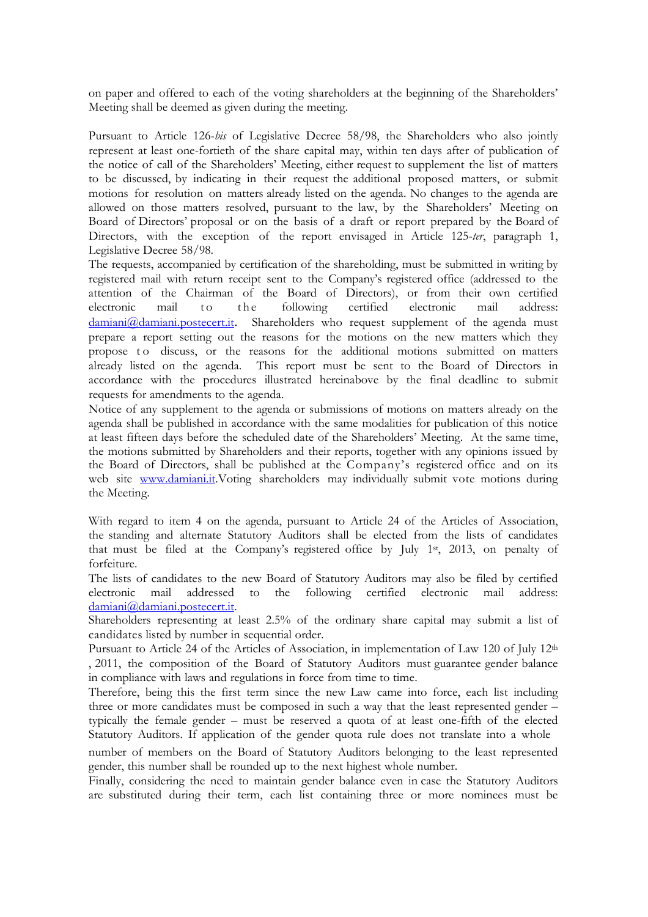on paper and offered to each of the voting shareholders at the beginning of the Shareholders' Meeting shall be deemed as given during the meeting.

Pursuant to Article 126-*bis* of Legislative Decree 58/98, the Shareholders who also jointly represent at least one-fortieth of the share capital may, within ten days after of publication of the notice of call of the Shareholders' Meeting, either request to supplement the list of matters to be discussed, by indicating in their request the additional proposed matters, or submit motions for resolution on matters already listed on the agenda. No changes to the agenda are allowed on those matters resolved, pursuant to the law, by the Shareholders' Meeting on Board of Directors' proposal or on the basis of a draft or report prepared by the Board of Directors, with the exception of the report envisaged in Article 125-*ter*, paragraph 1, Legislative Decree 58/98.

The requests, accompanied by certification of the shareholding, must be submitted in writing by registered mail with return receipt sent to the Company's registered office (addressed to the attention of the Chairman of the Board of Directors), or from their own certified electronic mail to the following certified electronic mail address: damiani@damiani.postecert.it. Shareholders who request supplement of the agenda must prepare a report setting out the reasons for the motions on the new matters which they propose to discuss, or the reasons for the additional motions submitted on matters already listed on the agenda. This report must be sent to the Board of Directors in accordance with the procedures illustrated hereinabove by the final deadline to submit requests for amendments to the agenda.

Notice of any supplement to the agenda or submissions of motions on matters already on the agenda shall be published in accordance with the same modalities for publication of this notice at least fifteen days before the scheduled date of the Shareholders' Meeting. At the same time, the motions submitted by Shareholders and their reports, together with any opinions issued by the Board of Directors, shall be published at the Company's registered office and on its web site www.damiani.it.Voting shareholders may individually submit vote motions during the Meeting.

With regard to item 4 on the agenda, pursuant to Article 24 of the Articles of Association, the standing and alternate Statutory Auditors shall be elected from the lists of candidates that must be filed at the Company's registered office by July 1st, 2013, on penalty of forfeiture.

The lists of candidates to the new Board of Statutory Auditors may also be filed by certified electronic mail addressed to the following certified electronic mail address: damiani@damiani.postecert.it.

Shareholders representing at least 2.5% of the ordinary share capital may submit a list of candidates listed by number in sequential order.

Pursuant to Article 24 of the Articles of Association, in implementation of Law 120 of July 12th, 2011, the composition of the Board of Statutory Auditors must guarantee gender balance in compliance with laws and regulations in force from time to time.

Therefore, being this the first term since the new Law came into force, each list including three or more candidates must be composed in such a way that the least represented gender – typically the female gender – must be reserved a quota of at least one-fifth of the elected Statutory Auditors. If application of the gender quota rule does not translate into a whole number of members on the Board of Statutory Auditors belonging to the least represented gender, this number shall be rounded up to the next highest whole number.

Finally, considering the need to maintain gender balance even in case the Statutory Auditors are substituted during their term, each list containing three or more nominees must be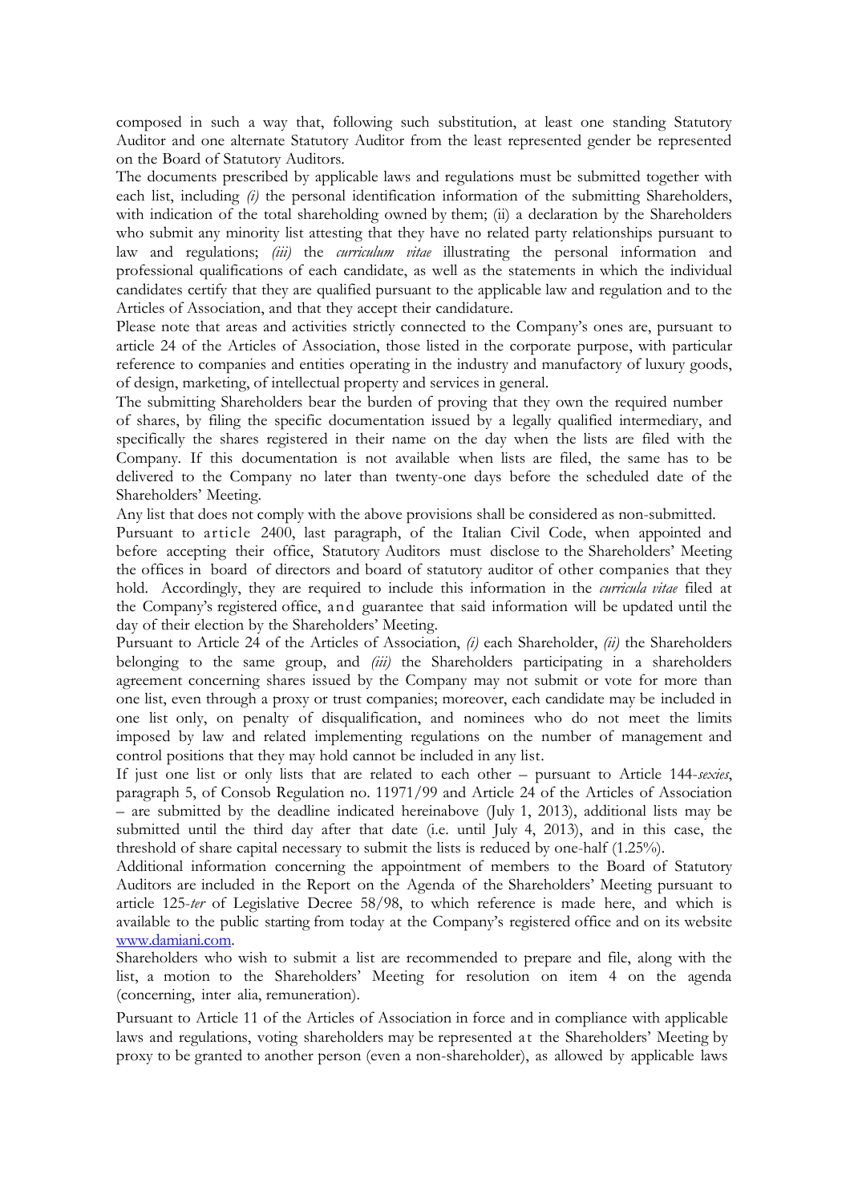composed in such a way that, following such substitution, at least one standing Statutory Auditor and one alternate Statutory Auditor from the least represented gender be represented on the Board of Statutory Auditors.

The documents prescribed by applicable laws and regulations must be submitted together with each list, including *(i)* the personal identification information of the submitting Shareholders, with indication of the total shareholding owned by them; (ii) a declaration by the Shareholders who submit any minority list attesting that they have no related party relationships pursuant to law and regulations; *(iii)* the *curriculum vitae* illustrating the personal information and professional qualifications of each candidate, as well as the statements in which the individual candidates certify that they are qualified pursuant to the applicable law and regulation and to the Articles of Association, and that they accept their candidature.

Please note that areas and activities strictly connected to the Company's ones are, pursuant to article 24 of the Articles of Association, those listed in the corporate purpose, with particular reference to companies and entities operating in the industry and manufactory of luxury goods, of design, marketing, of intellectual property and services in general.

The submitting Shareholders bear the burden of proving that they own the required number of shares, by filing the specific documentation issued by a legally qualified intermediary, and specifically the shares registered in their name on the day when the lists are filed with the Company. If this documentation is not available when lists are filed, the same has to be delivered to the Company no later than twenty-one days before the scheduled date of the Shareholders' Meeting.

Any list that does not comply with the above provisions shall be considered as non-submitted.

Pursuant to article 2400, last paragraph, of the Italian Civil Code, when appointed and before accepting their office, Statutory Auditors must disclose to the Shareholders' Meeting the offices in board of directors and board of statutory auditor of other companies that they hold. Accordingly, they are required to include this information in the *curricula vitae* filed at the Company's registered office, and guarantee that said information will be updated until the day of their election by the Shareholders' Meeting.

Pursuant to Article 24 of the Articles of Association, *(i)* each Shareholder, *(ii)* the Shareholders belonging to the same group, and *(iii)* the Shareholders participating in a shareholders agreement concerning shares issued by the Company may not submit or vote for more than one list, even through a proxy or trust companies; moreover, each candidate may be included in one list only, on penalty of disqualification, and nominees who do not meet the limits imposed by law and related implementing regulations on the number of management and control positions that they may hold cannot be included in any list.

If just one list or only lists that are related to each other – pursuant to Article 144-*sexies*, paragraph 5, of Consob Regulation no. 11971/99 and Article 24 of the Articles of Association – are submitted by the deadline indicated hereinabove (July 1, 2013), additional lists may be submitted until the third day after that date (i.e. until July 4, 2013), and in this case, the threshold of share capital necessary to submit the lists is reduced by one-half (1.25%).

Additional information concerning the appointment of members to the Board of Statutory Auditors are included in the Report on the Agenda of the Shareholders' Meeting pursuant to article 125-*ter* of Legislative Decree 58/98, to which reference is made here, and which is available to the public starting from today at the Company's registered office and on its website www.damiani.com.

Shareholders who wish to submit a list are recommended to prepare and file, along with the list, a motion to the Shareholders' Meeting for resolution on item 4 on the agenda (concerning, inter alia, remuneration).

Pursuant to Article 11 of the Articles of Association in force and in compliance with applicable laws and regulations, voting shareholders may be represented at the Shareholders' Meeting by proxy to be granted to another person (even a non-shareholder), as allowed by applicable laws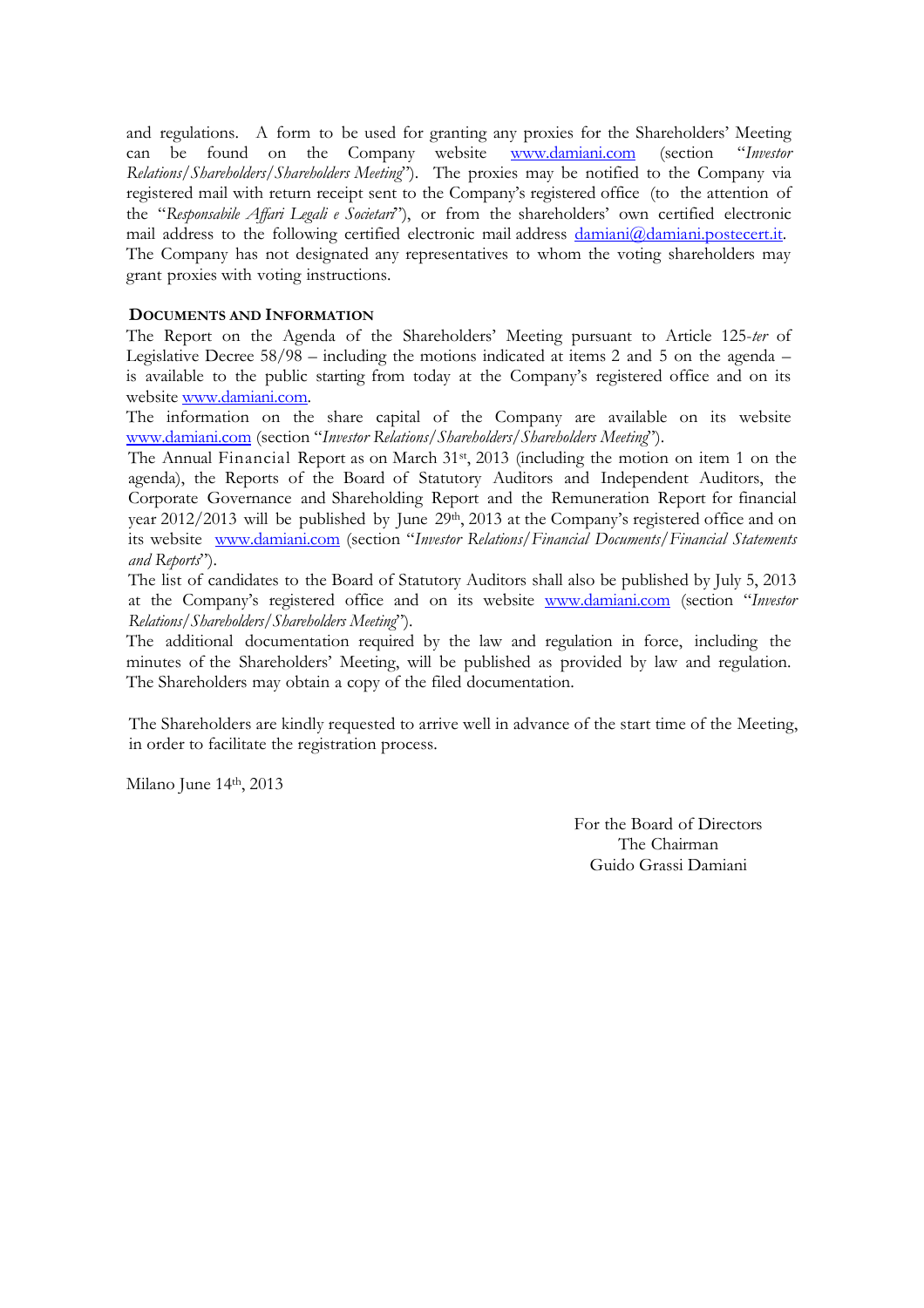and regulations. A form to be used for granting any proxies for the Shareholders' Meeting can be found on the Company website www.damiani.com (section "*Investor Relations/Shareholders/Shareholders Meeting*"). The proxies may be notified to the Company via registered mail with return receipt sent to the Company's registered office (to the attention of the "*Responsabile Affari Legali e Societari*"), or from the shareholders' own certified electronic mail address to the following certified electronic mail address damiani@damiani.postecert.it. The Company has not designated any representatives to whom the voting shareholders may grant proxies with voting instructions.

**DOCUMENTS AND INFORMATION**

The Report on the Agenda of the Shareholders' Meeting pursuant to Article 125-*ter* of Legislative Decree 58/98 – including the motions indicated at items 2 and 5 on the agenda – is available to the public starting from today at the Company's registered office and on its website www.damiani.com.

The information on the share capital of the Company are available on its website www.damiani.com (section "*Investor Relations/Shareholders/Shareholders Meeting*").

The Annual Financial Report as on March 31st, 2013 (including the motion on item 1 on the agenda), the Reports of the Board of Statutory Auditors and Independent Auditors, the Corporate Governance and Shareholding Report and the Remuneration Report for financial year 2012/2013 will be published by June 29th, 2013 at the Company's registered office and on its website www.damiani.com (section "*Investor Relations/Financial Documents/Financial Statements and Reports*").

The list of candidates to the Board of Statutory Auditors shall also be published by July 5, 2013 at the Company's registered office and on its website www.damiani.com (section "*Investor Relations/Shareholders/Shareholders Meeting*").

The additional documentation required by the law and regulation in force, including the minutes of the Shareholders' Meeting, will be published as provided by law and regulation. The Shareholders may obtain a copy of the filed documentation.

The Shareholders are kindly requested to arrive well in advance of the start time of the Meeting, in order to facilitate the registration process.

Milano June 14th, 2013

For the Board of Directors
The Chairman
Guido Grassi Damiani